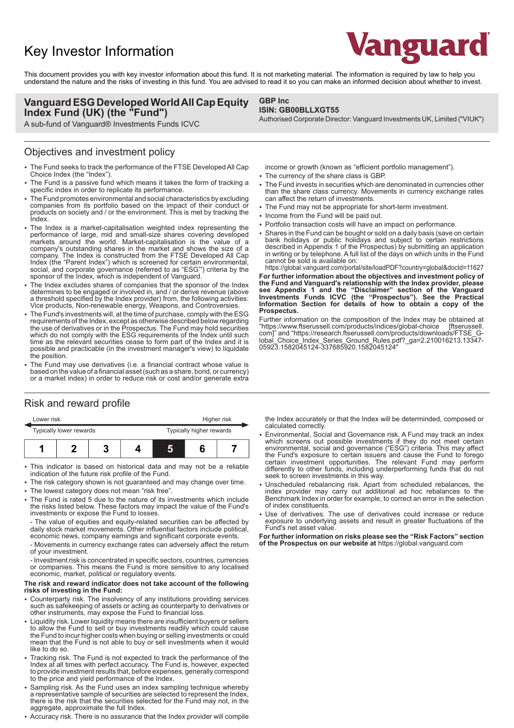# Key Investor Information

Vanguard

This document provides you with key investor information about this fund. It is not marketing material. The information is required by law to help you understand the nature and the risks of investing in this fund. You are advised to read it so you can make an informed decision about whether to invest.

## Vanguard ESG Developed World All Cap Equity Index Fund (UK) (the "Fund")

A sub-fund of Vanguard® Investments Funds ICVC

**GBP Inc**
**ISIN: GB00BLLXGT55**
Authorised Corporate Director: Vanguard Investments UK, Limited ("VIUK")

## Objectives and investment policy

- The Fund seeks to track the performance of the FTSE Developed All Cap Choice Index (the "Index").
- The Fund is a passive fund which means it takes the form of tracking a specific index in order to replicate its performance.
- The Fund promotes environmental and social characteristics by excluding companies from its portfolio based on the impact of their conduct or products on society and / or the environment. This is met by tracking the Index.
- The Index is a market-capitalisation weighted index representing the performance of large, mid and small-size shares covering developed markets around the world. Market-capitalisation is the value of a company's outstanding shares in the market and shows the size of a company. The Index is constructed from the FTSE Developed All Cap Index (the "Parent Index") which is screened for certain environmental, social, and corporate governance (referred to as "ESG") criteria by the sponsor of the Index, which is independent of Vanguard.
- The Index excludes shares of companies that the sponsor of the Index determines to be engaged or involved in, and / or derive revenue (above a threshold specified by the Index provider) from, the following activities: Vice products, Non-renewable energy, Weapons, and Controversies.
- The Fund's investments will, at the time of purchase, comply with the ESG requirements of the Index, except as otherwise described below regarding the use of derivatives or in the Prospectus. The Fund may hold securities which do not comply with the ESG requirements of the Index until such time as the relevant securities cease to form part of the Index and it is possible and practicable (in the investment manager's view) to liquidate the position.
- The Fund may use derivatives (i.e. a financial contract whose value is based on the value of a financial asset (such as a share, bond, or currency) or a market index) in order to reduce risk or cost and/or generate extra income or growth (known as "efficient portfolio management").
- The currency of the share class is GBP.
- The Fund invests in securities which are denominated in currencies other than the share class currency. Movements in currency exchange rates can affect the return of investments.
- The Fund may not be appropriate for short-term investment.
- Income from the Fund will be paid out.
- Portfolio transaction costs will have an impact on performance.
- Shares in the Fund can be bought or sold on a daily basis (save on certain bank holidays or public holidays and subject to certain restrictions described in Appendix 1 of the Prospectus) by submitting an application in writing or by telephone. A full list of the days on which units in the Fund cannot be sold is available on: https://global.vanguard.com/portal/site/loadPDF?country=global&docId=11627

**For further information about the objectives and investment policy of the Fund and Vanguard's relationship with the Index provider, please see Appendix 1 and the "Disclaimer" section of the Vanguard Investments Funds ICVC (the "Prospectus"). See the Practical Information Section for details of how to obtain a copy of the Prospectus.**

Further information on the composition of the Index may be obtained at "https://www.ftserussell.com/products/indices/global-choice [ftserussell.com]" and "https://research.ftserussell.com/products/downloads/FTSE_Global_Choice_Index_Series_Ground_Rules.pdf?_ga=2.210016213.13347-05923.1582045124-337685920.1582045124"

## Risk and reward profile

| Lower risk | | | | | | Higher risk |
|---|---|---|---|---|---|---|
| Typically lower rewards | | | | | | Typically higher rewards |
| 1 | 2 | 3 | 4 | **5** | 6 | 7 |

- This indicator is based on historical data and may not be a reliable indication of the future risk profile of the Fund.
- The risk category shown is not guaranteed and may change over time.
- The lowest category does not mean "risk free".
- The Fund is rated 5 due to the nature of its investments which include the risks listed below. These factors may impact the value of the Fund's investments or expose the Fund to losses.

  - The value of equities and equity-related securities can be affected by daily stock market movements. Other influential factors include political, economic news, company earnings and significant corporate events.
  - Movements in currency exchange rates can adversely affect the return of your investment.
  - Investment risk is concentrated in specific sectors, countries, currencies or companies. This means the Fund is more sensitive to any localised economic, market, political or regulatory events.

**The risk and reward indicator does not take account of the following risks of investing in the Fund:**

- Counterparty risk. The insolvency of any institutions providing services such as safekeeping of assets or acting as counterparty to derivatives or other instruments, may expose the Fund to financial loss.
- Liquidity risk. Lower liquidity means there are insufficient buyers or sellers to allow the Fund to sell or buy investments readily which could cause the Fund to incur higher costs when buying or selling investments or could mean that the Fund is not able to buy or sell investments when it would like to do so.
- Tracking risk. The Fund is not expected to track the performance of the Index at all times with perfect accuracy. The Fund is, however, expected to provide investment results that, before expenses, generally correspond to the price and yield performance of the Index.
- Sampling risk. As the Fund uses an index sampling technique whereby a representative sample of securities are selected to represent the Index, there is the risk that the securities selected for the Fund may not, in the aggregate, approximate the full Index.
- Accuracy risk. There is no assurance that the Index provider will compile the Index accurately or that the Index will be determined, composed or calculated correctly.
- Environmental, Social and Governance risk. A Fund may track an index which screens out possible investments if they do not meet certain environmental, social and governance ("ESG") criteria. This may affect the Fund's exposure to certain issuers and cause the Fund to forego certain investment opportunities. The relevant Fund may perform differently to other funds, including underperforming funds that do not seek to screen investments in this way.
- Unscheduled rebalancing risk. Apart from scheduled rebalances, the index provider may carry out additional ad hoc rebalances to the Benchmark Index in order for example, to correct an error in the selection of index constituents.
- Use of derivatives. The use of derivatives could increase or reduce exposure to underlying assets and result in greater fluctuations of the Fund's net asset value.

**For further information on risks please see the "Risk Factors" section of the Prospectus on our website at** https://global.vanguard.com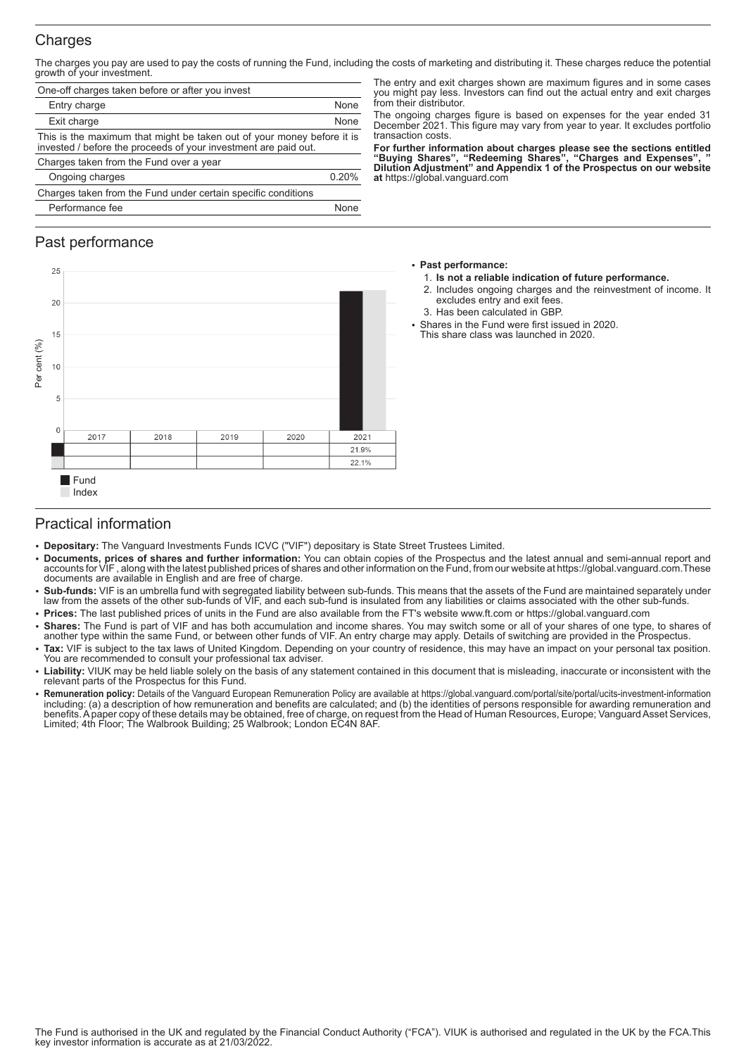## Charges

The charges you pay are used to pay the costs of running the Fund, including the costs of marketing and distributing it. These charges reduce the potential growth of your investment.

| One-off charges taken before or after you invest | |
|---|---|
| Entry charge | None |
| Exit charge | None |
| This is the maximum that might be taken out of your money before it is invested / before the proceeds of your investment are paid out. | |
| **Charges taken from the Fund over a year** | |
| Ongoing charges | 0.20% |
| **Charges taken from the Fund under certain specific conditions** | |
| Performance fee | None |

The entry and exit charges shown are maximum figures and in some cases you might pay less. Investors can find out the actual entry and exit charges from their distributor.

The ongoing charges figure is based on expenses for the year ended 31 December 2021. This figure may vary from year to year. It excludes portfolio transaction costs.

**For further information about charges please see the sections entitled "Buying Shares", "Redeeming Shares", "Charges and Expenses", " Dilution Adjustment" and Appendix 1 of the Prospectus on our website at** https://global.vanguard.com

## Past performance

Per cent (%)

25
20
15
10
5
0

2017
2018
2019
2020
2021

21.9%
22.1%

Fund
Index

- **Past performance:**
  1. **Is not a reliable indication of future performance.**
  2. Includes ongoing charges and the reinvestment of income. It excludes entry and exit fees.
  3. Has been calculated in GBP.
- Shares in the Fund were first issued in 2020. This share class was launched in 2020.

## Practical information

- **Depositary:** The Vanguard Investments Funds ICVC ("VIF") depositary is State Street Trustees Limited.
- **Documents, prices of shares and further information:** You can obtain copies of the Prospectus and the latest annual and semi-annual report and accounts for VIF , along with the latest published prices of shares and other information on the Fund, from our website at https://global.vanguard.com.These documents are available in English and are free of charge.
- **Sub-funds:** VIF is an umbrella fund with segregated liability between sub-funds. This means that the assets of the Fund are maintained separately under law from the assets of the other sub-funds of VIF, and each sub-fund is insulated from any liabilities or claims associated with the other sub-funds.
- **Prices:** The last published prices of units in the Fund are also available from the FT's website www.ft.com or https://global.vanguard.com
- **Shares:** The Fund is part of VIF and has both accumulation and income shares. You may switch some or all of your shares of one type, to shares of another type within the same Fund, or between other funds of VIF. An entry charge may apply. Details of switching are provided in the Prospectus.
- **Tax:** VIF is subject to the tax laws of United Kingdom. Depending on your country of residence, this may have an impact on your personal tax position. You are recommended to consult your professional tax adviser.
- **Liability:** VIUK may be held liable solely on the basis of any statement contained in this document that is misleading, inaccurate or inconsistent with the relevant parts of the Prospectus for this Fund.
- **Remuneration policy:** Details of the Vanguard European Remuneration Policy are available at https://global.vanguard.com/portal/site/portal/ucits-investment-information including: (a) a description of how remuneration and benefits are calculated; and (b) the identities of persons responsible for awarding remuneration and benefits. A paper copy of these details may be obtained, free of charge, on request from the Head of Human Resources, Europe; Vanguard Asset Services, Limited; 4th Floor; The Walbrook Building; 25 Walbrook; London EC4N 8AF.

The Fund is authorised in the UK and regulated by the Financial Conduct Authority ("FCA"). VIUK is authorised and regulated in the UK by the FCA.This key investor information is accurate as at 21/03/2022.